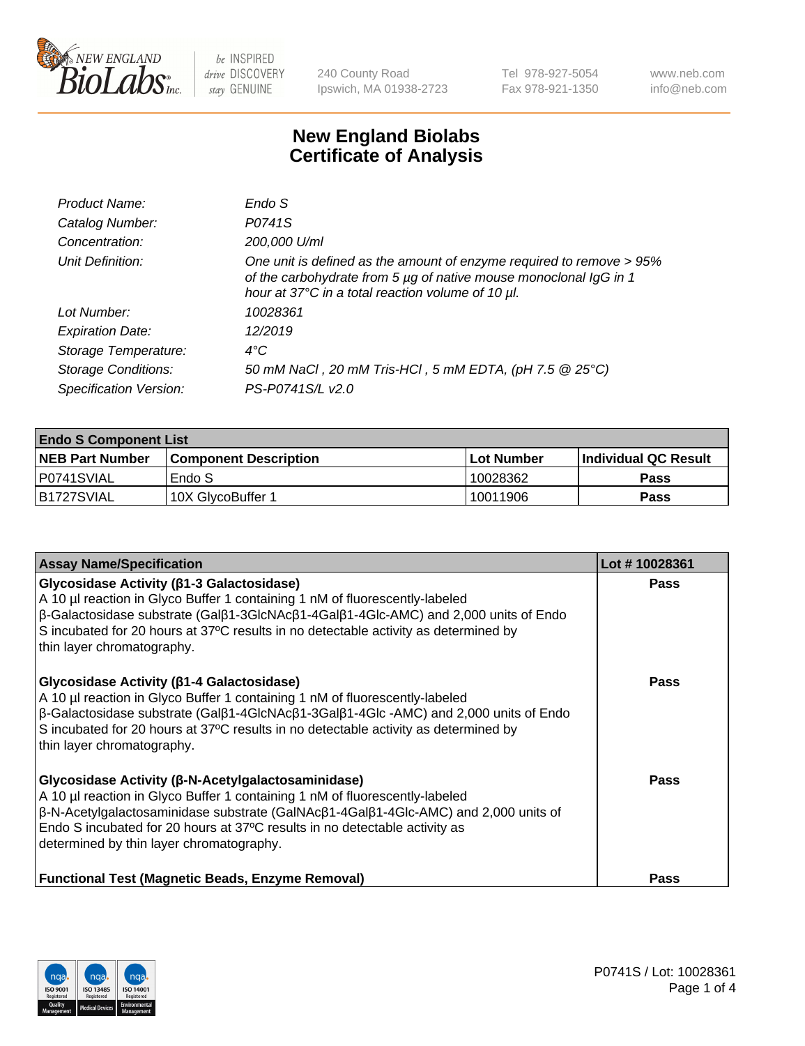# New England Biolabs Certificate of Analysis

| | |
|---|---|
| *Product Name:* | *Endo S* |
| *Catalog Number:* | *P0741S* |
| *Concentration:* | *200,000 U/ml* |
| *Unit Definition:* | *One unit is defined as the amount of enzyme required to remove > 95% of the carbohydrate from 5 µg of native mouse monoclonal IgG in 1 hour at 37°C in a total reaction volume of 10 µl.* |
| *Lot Number:* | *10028361* |
| *Expiration Date:* | *12/2019* |
| *Storage Temperature:* | *4°C* |
| *Storage Conditions:* | *50 mM NaCl , 20 mM Tris-HCl , 5 mM EDTA, (pH 7.5 @ 25°C)* |
| *Specification Version:* | *PS-P0741S/L v2.0* |

| **Endo S Component List** | | | |
|---|---|---|---|
| **NEB Part Number** | **Component Description** | **Lot Number** | **Individual QC Result** |
| P0741SVIAL | Endo S | 10028362 | **Pass** |
| B1727SVIAL | 10X GlycoBuffer 1 | 10011906 | **Pass** |

| **Assay Name/Specification** | **Lot # 10028361** |
|---|---|
| **Glycosidase Activity (β1-3 Galactosidase)**<br>A 10 µl reaction in Glyco Buffer 1 containing 1 nM of fluorescently-labeled β-Galactosidase substrate (Galβ1-3GlcNAcβ1-4Galβ1-4Glc-AMC) and 2,000 units of Endo S incubated for 20 hours at 37ºC results in no detectable activity as determined by thin layer chromatography. | **Pass** |
| **Glycosidase Activity (β1-4 Galactosidase)**<br>A 10 µl reaction in Glyco Buffer 1 containing 1 nM of fluorescently-labeled β-Galactosidase substrate (Galβ1-4GlcNAcβ1-3Galβ1-4Glc -AMC) and 2,000 units of Endo S incubated for 20 hours at 37ºC results in no detectable activity as determined by thin layer chromatography. | **Pass** |
| **Glycosidase Activity (β-N-Acetylgalactosaminidase)**<br>A 10 µl reaction in Glyco Buffer 1 containing 1 nM of fluorescently-labeled β-N-Acetylgalactosaminidase substrate (GalNAcβ1-4Galβ1-4Glc-AMC) and 2,000 units of Endo S incubated for 20 hours at 37ºC results in no detectable activity as determined by thin layer chromatography. | **Pass** |
| **Functional Test (Magnetic Beads, Enzyme Removal)** | **Pass** |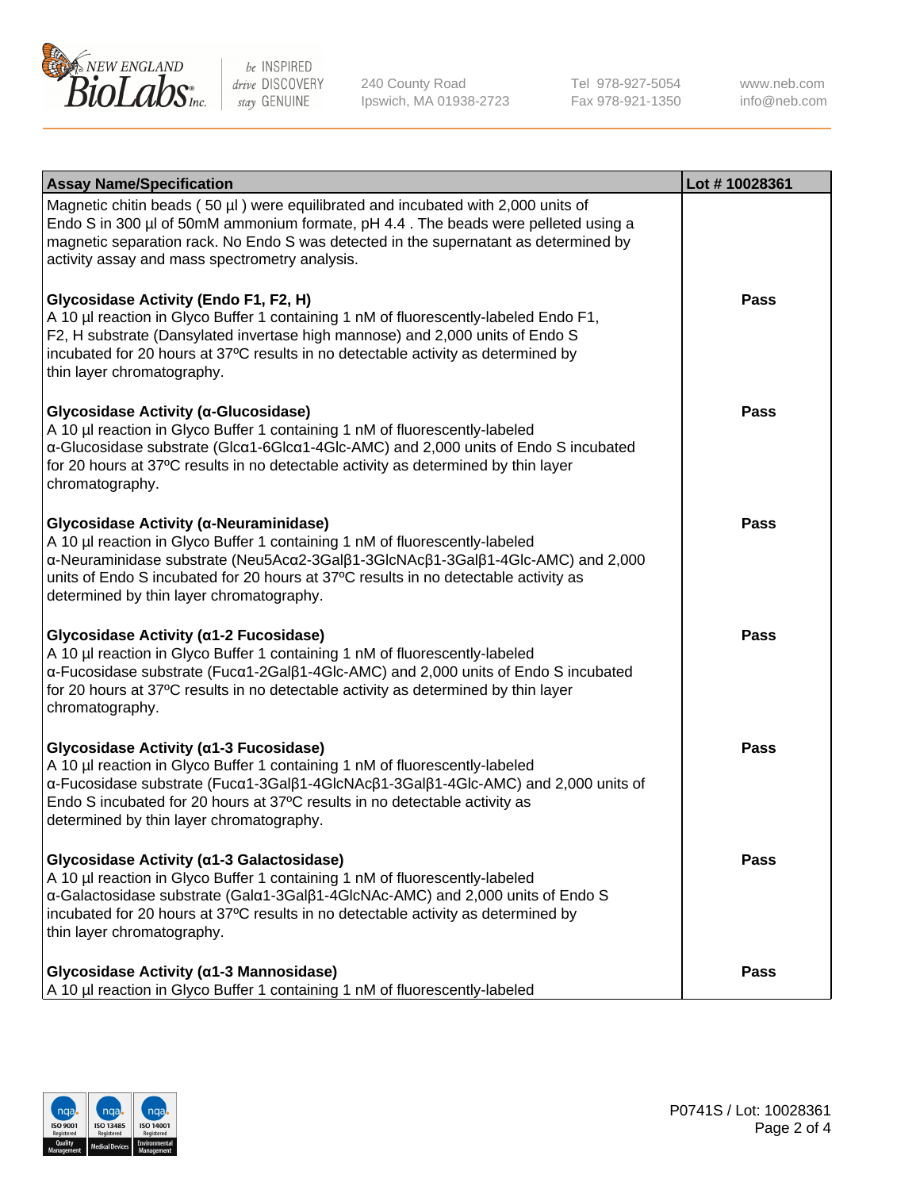| Assay Name/Specification | Lot # 10028361 |
|---|---|
| Magnetic chitin beads ( 50 µl ) were equilibrated and incubated with 2,000 units of Endo S in 300 µl of 50mM ammonium formate, pH 4.4 . The beads were pelleted using a magnetic separation rack. No Endo S was detected in the supernatant as determined by activity assay and mass spectrometry analysis. | |
| **Glycosidase Activity (Endo F1, F2, H)**<br>A 10 µl reaction in Glyco Buffer 1 containing 1 nM of fluorescently-labeled Endo F1, F2, H substrate (Dansylated invertase high mannose) and 2,000 units of Endo S incubated for 20 hours at 37ºC results in no detectable activity as determined by thin layer chromatography. | **Pass** |
| **Glycosidase Activity (α-Glucosidase)**<br>A 10 µl reaction in Glyco Buffer 1 containing 1 nM of fluorescently-labeled α-Glucosidase substrate (Glcα1-6Glcα1-4Glc-AMC) and 2,000 units of Endo S incubated for 20 hours at 37ºC results in no detectable activity as determined by thin layer chromatography. | **Pass** |
| **Glycosidase Activity (α-Neuraminidase)**<br>A 10 µl reaction in Glyco Buffer 1 containing 1 nM of fluorescently-labeled α-Neuraminidase substrate (Neu5Acα2-3Galβ1-3GlcNAcβ1-3Galβ1-4Glc-AMC) and 2,000 units of Endo S incubated for 20 hours at 37ºC results in no detectable activity as determined by thin layer chromatography. | **Pass** |
| **Glycosidase Activity (α1-2 Fucosidase)**<br>A 10 µl reaction in Glyco Buffer 1 containing 1 nM of fluorescently-labeled α-Fucosidase substrate (Fucα1-2Galβ1-4Glc-AMC) and 2,000 units of Endo S incubated for 20 hours at 37ºC results in no detectable activity as determined by thin layer chromatography. | **Pass** |
| **Glycosidase Activity (α1-3 Fucosidase)**<br>A 10 µl reaction in Glyco Buffer 1 containing 1 nM of fluorescently-labeled α-Fucosidase substrate (Fucα1-3Galβ1-4GlcNAcβ1-3Galβ1-4Glc-AMC) and 2,000 units of Endo S incubated for 20 hours at 37ºC results in no detectable activity as determined by thin layer chromatography. | **Pass** |
| **Glycosidase Activity (α1-3 Galactosidase)**<br>A 10 µl reaction in Glyco Buffer 1 containing 1 nM of fluorescently-labeled α-Galactosidase substrate (Galα1-3Galβ1-4GlcNAc-AMC) and 2,000 units of Endo S incubated for 20 hours at 37ºC results in no detectable activity as determined by thin layer chromatography. | **Pass** |
| **Glycosidase Activity (α1-3 Mannosidase)**<br>A 10 µl reaction in Glyco Buffer 1 containing 1 nM of fluorescently-labeled | **Pass** |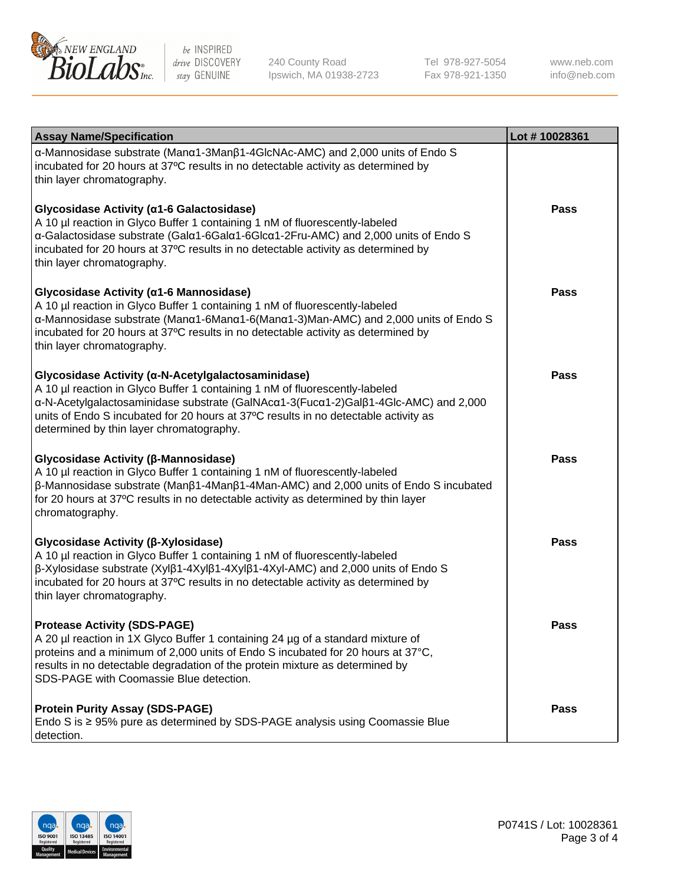| Assay Name/Specification | Lot # 10028361 |
| --- | --- |
| α-Mannosidase substrate (Manα1-3Manβ1-4GlcNAc-AMC) and 2,000 units of Endo S incubated for 20 hours at 37ºC results in no detectable activity as determined by thin layer chromatography. | |
| **Glycosidase Activity (α1-6 Galactosidase)**<br>A 10 µl reaction in Glyco Buffer 1 containing 1 nM of fluorescently-labeled α-Galactosidase substrate (Galα1-6Galα1-6Glcα1-2Fru-AMC) and 2,000 units of Endo S incubated for 20 hours at 37ºC results in no detectable activity as determined by thin layer chromatography. | **Pass** |
| **Glycosidase Activity (α1-6 Mannosidase)**<br>A 10 µl reaction in Glyco Buffer 1 containing 1 nM of fluorescently-labeled α-Mannosidase substrate (Manα1-6Manα1-6(Manα1-3)Man-AMC) and 2,000 units of Endo S incubated for 20 hours at 37ºC results in no detectable activity as determined by thin layer chromatography. | **Pass** |
| **Glycosidase Activity (α-N-Acetylgalactosaminidase)**<br>A 10 µl reaction in Glyco Buffer 1 containing 1 nM of fluorescently-labeled α-N-Acetylgalactosaminidase substrate (GalNAcα1-3(Fucα1-2)Galβ1-4Glc-AMC) and 2,000 units of Endo S incubated for 20 hours at 37ºC results in no detectable activity as determined by thin layer chromatography. | **Pass** |
| **Glycosidase Activity (β-Mannosidase)**<br>A 10 µl reaction in Glyco Buffer 1 containing 1 nM of fluorescently-labeled β-Mannosidase substrate (Manβ1-4Manβ1-4Man-AMC) and 2,000 units of Endo S incubated for 20 hours at 37ºC results in no detectable activity as determined by thin layer chromatography. | **Pass** |
| **Glycosidase Activity (β-Xylosidase)**<br>A 10 µl reaction in Glyco Buffer 1 containing 1 nM of fluorescently-labeled β-Xylosidase substrate (Xylβ1-4Xylβ1-4Xylβ1-4Xyl-AMC) and 2,000 units of Endo S incubated for 20 hours at 37ºC results in no detectable activity as determined by thin layer chromatography. | **Pass** |
| **Protease Activity (SDS-PAGE)**<br>A 20 µl reaction in 1X Glyco Buffer 1 containing 24 µg of a standard mixture of proteins and a minimum of 2,000 units of Endo S incubated for 20 hours at 37°C, results in no detectable degradation of the protein mixture as determined by SDS-PAGE with Coomassie Blue detection. | **Pass** |
| **Protein Purity Assay (SDS-PAGE)**<br>Endo S is ≥ 95% pure as determined by SDS-PAGE analysis using Coomassie Blue detection. | **Pass** |

P0741S / Lot: 10028361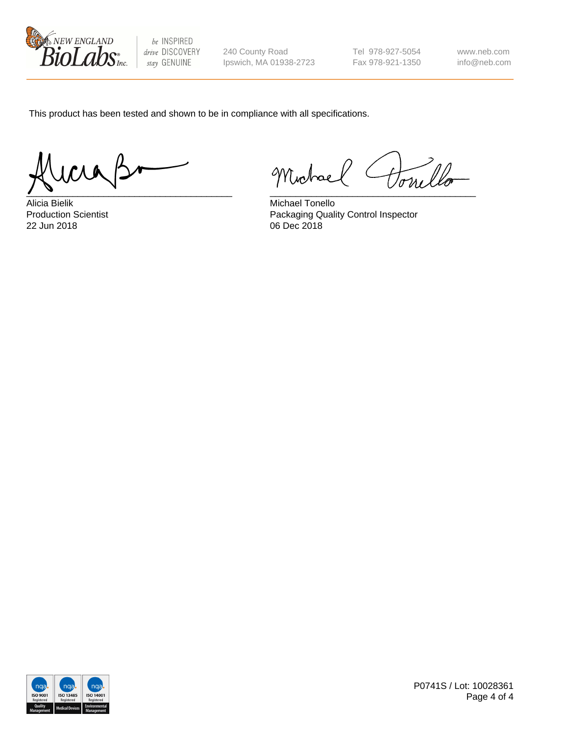This product has been tested and shown to be in compliance with all specifications.

Alicia Bielik
Production Scientist
22 Jun 2018

Michael Tonello
Packaging Quality Control Inspector
06 Dec 2018

P0741S / Lot: 10028361